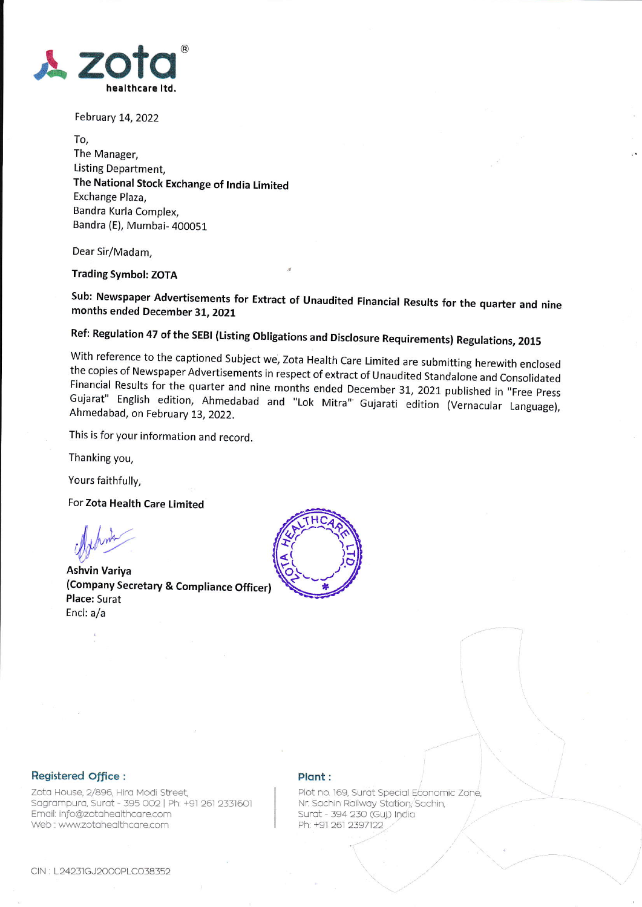**zota®**
**healthcare ltd.**

February 14, 2022

To,
The Manager,
Listing Department,
**The National Stock Exchange of India Limited**
Exchange Plaza,
Bandra Kurla Complex,
Bandra (E), Mumbai- 400051

Dear Sir/Madam,

**Trading Symbol: ZOTA**

**Sub: Newspaper Advertisements for Extract of Unaudited Financial Results for the quarter and nine months ended December 31, 2021**

**Ref: Regulation 47 of the SEBI (Listing Obligations and Disclosure Requirements) Regulations, 2015**

With reference to the captioned Subject we, Zota Health Care Limited are submitting herewith enclosed the copies of Newspaper Advertisements in respect of extract of Unaudited Standalone and Consolidated Financial Results for the quarter and nine months ended December 31, 2021 published in "Free Press Gujarat" English edition, Ahmedabad and "Lok Mitra" Gujarati edition (Vernacular Language), Ahmedabad, on February 13, 2022.

This is for your information and record.

Thanking you,

Yours faithfully,

For **Zota Health Care Limited**

**Ashvin Variya**
**(Company Secretary & Compliance Officer)**
**Place:** Surat
Encl: a/a

**Registered Office :**
Zota House, 2/896, Hira Modi Street,
Sagrampura, Surat - 395 002 | Ph: +91 261 2331601
Email: info@zotahealthcare.com
Web : www.zotahealthcare.com

**Plant :**
Plot no. 169, Surat Special Economic Zone,
Nr. Sachin Railway Station, Sachin,
Surat - 394 230 (Guj.) India
Ph: +91 261 2397122

CIN : L24231GJ2000PLC038352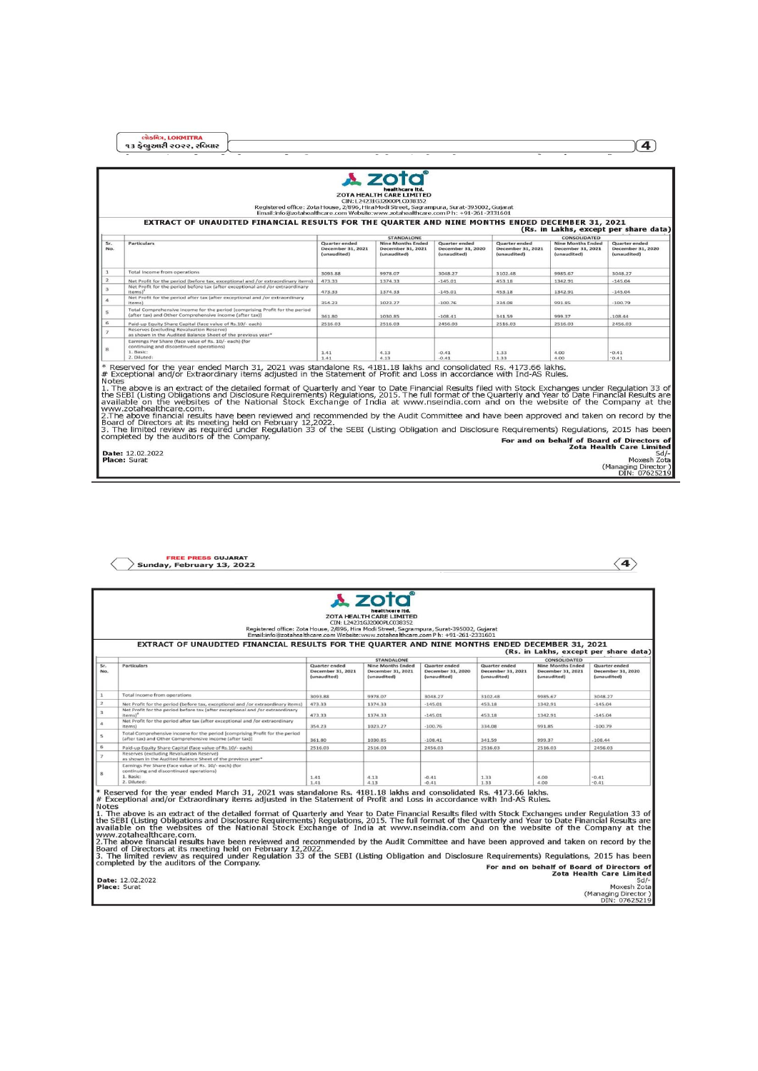લોકમિત્ર, LOKMITRA
૧૩ ફેબ્રુઆરી ૨૦૨૨, રવિવાર

# zota
healthcare ltd.

**ZOTA HEALTH CARE LIMITED**

CIN: L24231GJ2000PLC038352

Registered office: Zota House, 2/896, Hira Modi Street, Sagrampura, Surat-395002, Gujarat

Email:info@zotahealthcare.com Website:www.zotahealthcare.com P h: +91-261-2331601

## EXTRACT OF UNAUDITED FINANCIAL RESULTS FOR THE QUARTER AND NINE MONTHS ENDED DECEMBER 31, 2021

**(Rs. in Lakhs, except per share data)**

| Sr. No. | Particulars | STANDALONE | | | CONSOLIDATED | | |
|---|---|---|---|---|---|---|---|
| | | Quarter ended December 31, 2021 (unaudited) | Nine Months Ended December 31, 2021 (unaudited) | Quarter ended December 31, 2020 (unaudited) | Quarter ended December 31, 2021 (unaudited) | Nine Months Ended December 31, 2021 (unaudited) | Quarter ended December 31, 2020 (unaudited) |
| 1 | Total income from operations | 3093.88 | 9978.07 | 3048.27 | 3102.48 | 9985.67 | 3048.27 |
| 2 | Net Profit for the period (before tax, exceptional and /or extraordinary items) | 473.33 | 1374.33 | -145.01 | 453.18 | 1342.91 | -145.04 |
| 3 | Net Profit for the period before tax (after exceptional and /or extraordinary items)# | 473.33 | 1374.33 | -145.01 | 453.18 | 1342.91 | -145.04 |
| 4 | Net Profit for the period after tax (after exceptional and /or extraordinary items) | 354.23 | 1023.27 | -100.76 | 334.08 | 991.85 | -100.79 |
| 5 | Total Comprehensive Income for the period [comprising Profit for the period (after tax) and Other Comprehensive Income (after tax)] | 361.80 | 1030.85 | -108.41 | 341.59 | 999.37 | -108.44 |
| 6 | Paid-up Equity Share Capital (face value of Rs.10/- each) | 2516.03 | 2516.03 | 2456.03 | 2516.03 | 2516.03 | 2456.03 |
| 7 | Reserves (excluding Revaluation Reserve) as shown in the Audited Balance Sheet of the previous year* | | | | | | |
| 8 | Earnings Per Share (face value of Rs. 10/- each) (for continuing and discontinued operations) 1. Basic: 2. Diluted: | 1.41 1.41 | 4.13 4.13 | -0.41 -0.41 | 1.33 1.33 | 4.00 4.00 | -0.41 -0.41 |

* Reserved for the year ended March 31, 2021 was standalone Rs. 4181.18 lakhs and consolidated Rs. 4173.66 lakhs.
# Exceptional and/or Extraordinary items adjusted in the Statement of Profit and Loss in accordance with Ind-AS Rules.

Notes

1. The above is an extract of the detailed format of Quarterly and Year to Date Financial Results filed with Stock Exchanges under Regulation 33 of the SEBI (Listing Obligations and Disclosure Requirements) Regulations, 2015. The full format of the Quarterly and Year to Date Financial Results are available on the websites of the National Stock Exchange of India at www.nseindia.com and on the website of the Company at the www.zotahealthcare.com.
2. The above financial results have been reviewed and recommended by the Audit Committee and have been approved and taken on record by the Board of Directors at its meeting held on February 12,2022.
3. The limited review as required under Regulation 33 of the SEBI (Listing Obligation and Disclosure Requirements) Regulations, 2015 has been completed by the auditors of the Company.

**Date:** 12.02.2022
**Place:** Surat

**For and on behalf of Board of Directors of Zota Health Care Limited**
Sd/-
Moxesh Zota
(Managing Director )
DIN: 07625219

---

FREE PRESS GUJARAT
Sunday, February 13, 2022

# zota
healthcare ltd.

**ZOTA HEALTH CARE LIMITED**

CIN: L24231GJ2000PLC038352

Registered office: Zota House, 2/896, Hira Modi Street, Sagrampura, Surat-395002, Gujarat

Email:info@zotahealthcare.com Website:www.zotahealthcare.com P h: +91-261-2331601

## EXTRACT OF UNAUDITED FINANCIAL RESULTS FOR THE QUARTER AND NINE MONTHS ENDED DECEMBER 31, 2021

**(Rs. in Lakhs, except per share data)**

| Sr. No. | Particulars | STANDALONE | | | CONSOLIDATED | | |
|---|---|---|---|---|---|---|---|
| | | Quarter ended December 31, 2021 (unaudited) | Nine Months Ended December 31, 2021 (unaudited) | Quarter ended December 31, 2020 (unaudited) | Quarter ended December 31, 2021 (unaudited) | Nine Months Ended December 31, 2021 (unaudited) | Quarter ended December 31, 2020 (unaudited) |
| 1 | Total income from operations | 3093.88 | 9978.07 | 3048.27 | 3102.48 | 9985.67 | 3048.27 |
| 2 | Net Profit for the period (before tax, exceptional and /or extraordinary items) | 473.33 | 1374.33 | -145.01 | 453.18 | 1342.91 | -145.04 |
| 3 | Net Profit for the period before tax (after exceptional and /or extraordinary items)# | 473.33 | 1374.33 | -145.01 | 453.18 | 1342.91 | -145.04 |
| 4 | Net Profit for the period after tax (after exceptional and /or extraordinary items) | 354.23 | 1023.27 | -100.76 | 334.08 | 991.85 | -100.79 |
| 5 | Total Comprehensive Income for the period [comprising Profit for the period (after tax) and Other Comprehensive Income (after tax)] | 361.80 | 1030.85 | -108.41 | 341.59 | 999.37 | -108.44 |
| 6 | Paid-up Equity Share Capital (face value of Rs.10/- each) | 2516.03 | 2516.03 | 2456.03 | 2516.03 | 2516.03 | 2456.03 |
| 7 | Reserves (excluding Revaluation Reserve) as shown in the Audited Balance Sheet of the previous year* | | | | | | |
| 8 | Earnings Per Share (face value of Rs. 10/- each) (for continuing and discontinued operations) 1. Basic: 2. Diluted: | 1.41 1.41 | 4.13 4.13 | -0.41 -0.41 | 1.33 1.33 | 4.00 4.00 | -0.41 -0.41 |

* Reserved for the year ended March 31, 2021 was standalone Rs. 4181.18 lakhs and consolidated Rs. 4173.66 lakhs.
# Exceptional and/or Extraordinary items adjusted in the Statement of Profit and Loss in accordance with Ind-AS Rules.

Notes

1. The above is an extract of the detailed format of Quarterly and Year to Date Financial Results filed with Stock Exchanges under Regulation 33 of the SEBI (Listing Obligations and Disclosure Requirements) Regulations, 2015. The full format of the Quarterly and Year to Date Financial Results are available on the websites of the National Stock Exchange of India at www.nseindia.com and on the website of the Company at the www.zotahealthcare.com.
2. The above financial results have been reviewed and recommended by the Audit Committee and have been approved and taken on record by the Board of Directors at its meeting held on February 12,2022.
3. The limited review as required under Regulation 33 of the SEBI (Listing Obligation and Disclosure Requirements) Regulations, 2015 has been completed by the auditors of the Company.

**Date:** 12.02.2022
**Place:** Surat

**For and on behalf of Board of Directors of Zota Health Care Limited**
Sd/-
Moxesh Zota
(Managing Director )
DIN: 07625219